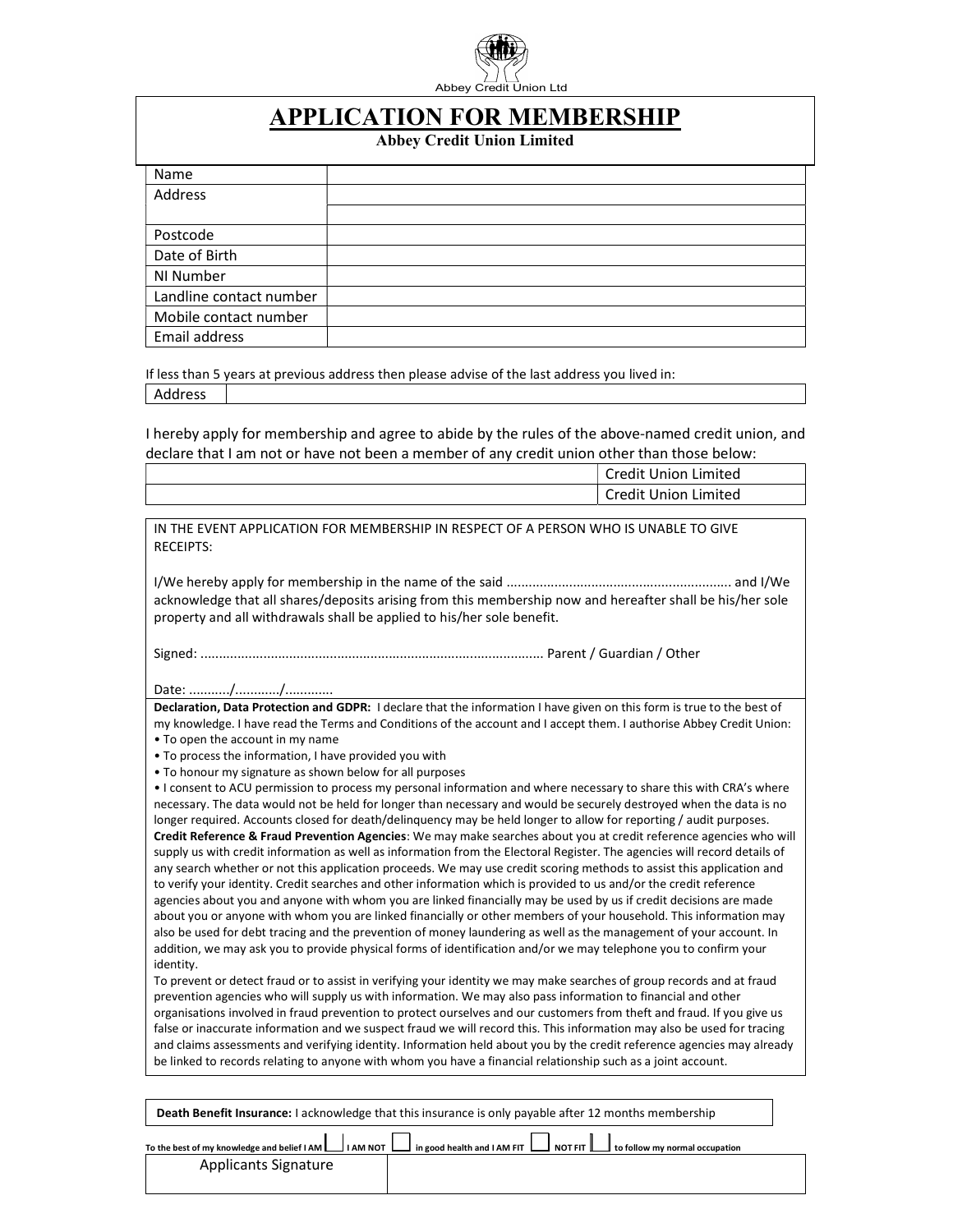Abbey Credit Union Ltd

# APPLICATION FOR MEMBERSHIP

**Abbey Credit Union Limited**

| Name | |
|---|---|
| Address | |
| | |
| Postcode | |
| Date of Birth | |
| NI Number | |
| Landline contact number | |
| Mobile contact number | |
| Email address | |

If less than 5 years at previous address then please advise of the last address you lived in:

| Address | |
|---|---|

I hereby apply for membership and agree to abide by the rules of the above-named credit union, and declare that I am not or have not been a member of any credit union other than those below:

| | |
|---|---|
| | Credit Union Limited |
| | Credit Union Limited |

IN THE EVENT APPLICATION FOR MEMBERSHIP IN RESPECT OF A PERSON WHO IS UNABLE TO GIVE RECEIPTS:

I/We hereby apply for membership in the name of the said ............................................................ and I/We acknowledge that all shares/deposits arising from this membership now and hereafter shall be his/her sole property and all withdrawals shall be applied to his/her sole benefit.

Signed: .......................................................................................... Parent / Guardian / Other

Date: .........../............/............

**Declaration, Data Protection and GDPR:** I declare that the information I have given on this form is true to the best of my knowledge. I have read the Terms and Conditions of the account and I accept them. I authorise Abbey Credit Union:

- To open the account in my name
- To process the information, I have provided you with
- To honour my signature as shown below for all purposes
- I consent to ACU permission to process my personal information and where necessary to share this with CRA's where necessary. The data would not be held for longer than necessary and would be securely destroyed when the data is no longer required. Accounts closed for death/delinquency may be held longer to allow for reporting / audit purposes.

**Credit Reference & Fraud Prevention Agencies**: We may make searches about you at credit reference agencies who will supply us with credit information as well as information from the Electoral Register. The agencies will record details of any search whether or not this application proceeds. We may use credit scoring methods to assist this application and to verify your identity. Credit searches and other information which is provided to us and/or the credit reference agencies about you and anyone with whom you are linked financially may be used by us if credit decisions are made about you or anyone with whom you are linked financially or other members of your household. This information may also be used for debt tracing and the prevention of money laundering as well as the management of your account. In addition, we may ask you to provide physical forms of identification and/or we may telephone you to confirm your identity.

To prevent or detect fraud or to assist in verifying your identity we may make searches of group records and at fraud prevention agencies who will supply us with information. We may also pass information to financial and other organisations involved in fraud prevention to protect ourselves and our customers from theft and fraud. If you give us false or inaccurate information and we suspect fraud we will record this. This information may also be used for tracing and claims assessments and verifying identity. Information held about you by the credit reference agencies may already be linked to records relating to anyone with whom you have a financial relationship such as a joint account.

**Death Benefit Insurance:** I acknowledge that this insurance is only payable after 12 months membership

To the best of my knowledge and belief I AM ☐ I AM NOT ☐ in good health and I AM FIT ☐ NOT FIT ☐ to follow my normal occupation

| Applicants Signature | |
|---|---|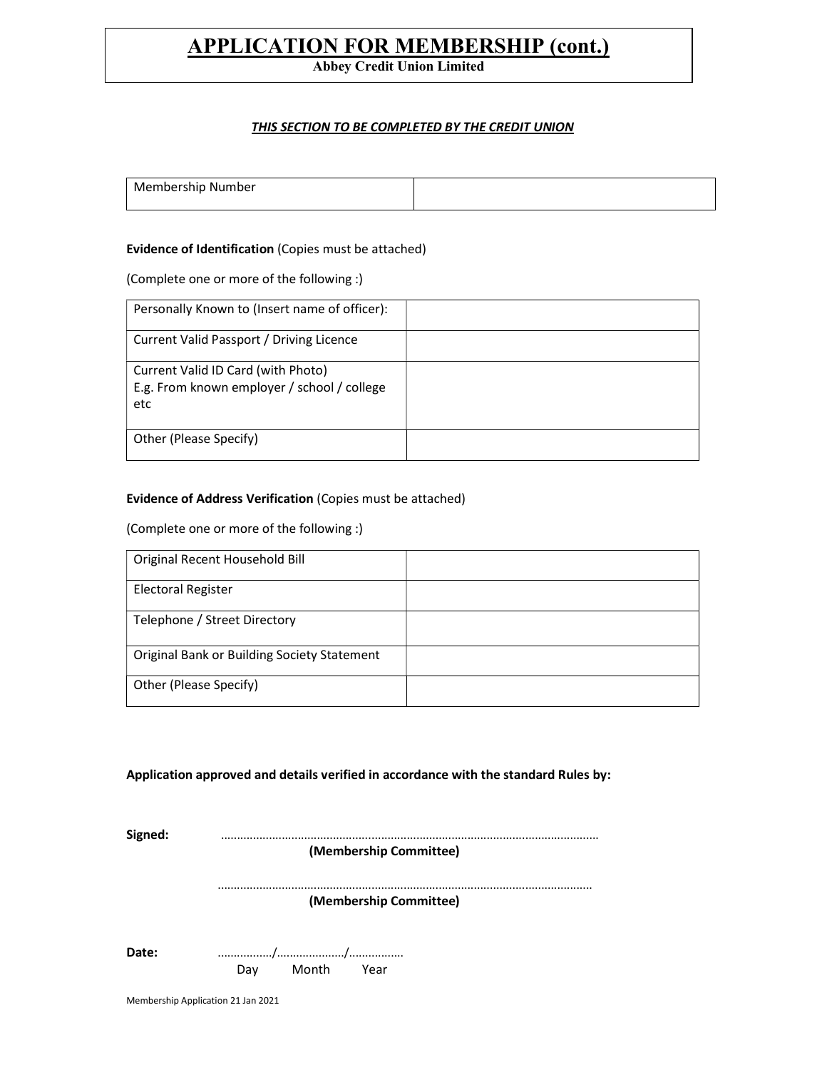# APPLICATION FOR MEMBERSHIP (cont.)

**Abbey Credit Union Limited**

***THIS SECTION TO BE COMPLETED BY THE CREDIT UNION***

| | |
|---|---|
| Membership Number | |

**Evidence of Identification** (Copies must be attached)

(Complete one or more of the following :)

| | |
|---|---|
| Personally Known to (Insert name of officer): | |
| Current Valid Passport / Driving Licence | |
| Current Valid ID Card (with Photo) E.g. From known employer / school / college etc | |
| Other (Please Specify) | |

**Evidence of Address Verification** (Copies must be attached)

(Complete one or more of the following :)

| | |
|---|---|
| Original Recent Household Bill | |
| Electoral Register | |
| Telephone / Street Directory | |
| Original Bank or Building Society Statement | |
| Other (Please Specify) | |

**Application approved and details verified in accordance with the standard Rules by:**

**Signed:** ………………………………………………………………………………………………………
**(Membership Committee)**

………………………………………………………………………………………………………
**(Membership Committee)**

**Date:** ……………/………………/……………
Day Month Year

Membership Application 21 Jan 2021